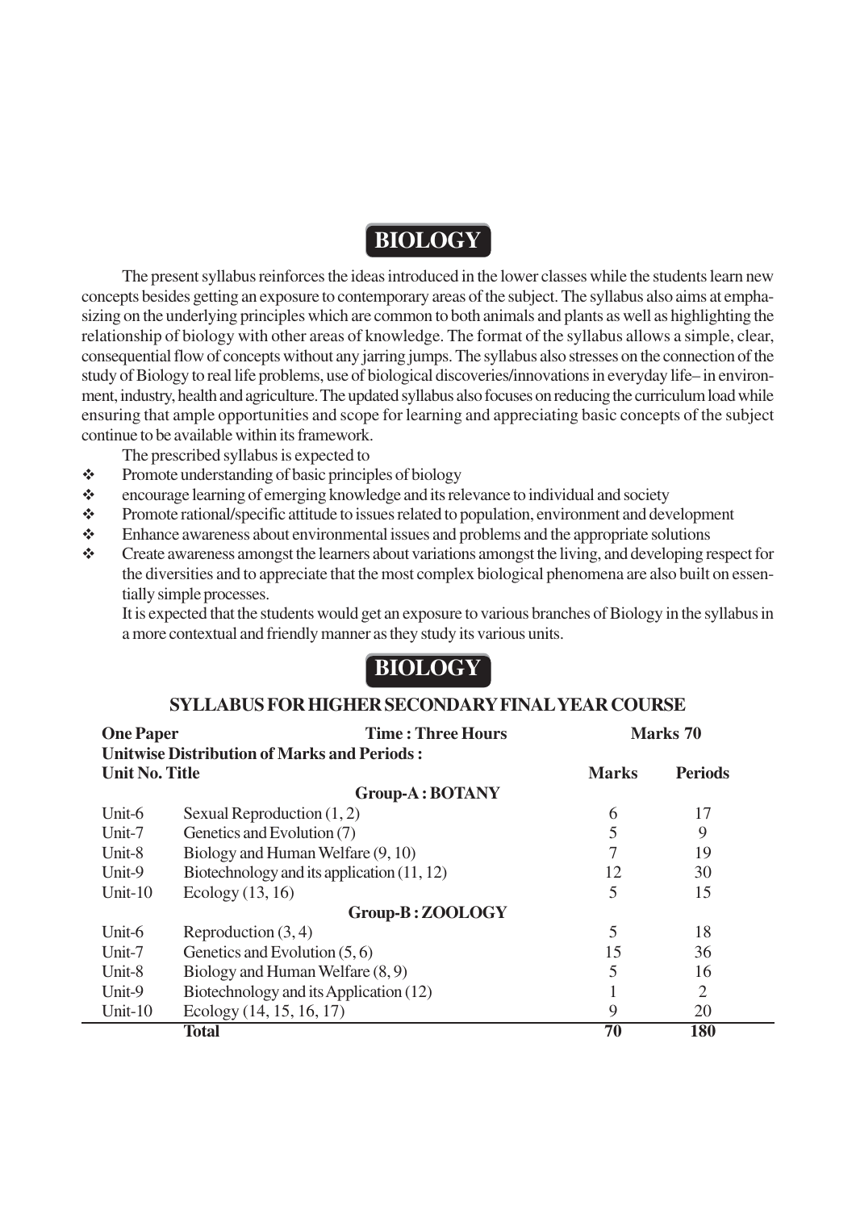# BIOLOGY

The present syllabus reinforces the ideas introduced in the lower classes while the students learn new concepts besides getting an exposure to contemporary areas of the subject. The syllabus also aims at emphasizing on the underlying principles which are common to both animals and plants as well as highlighting the relationship of biology with other areas of knowledge. The format of the syllabus allows a simple, clear, consequential flow of concepts without any jarring jumps. The syllabus also stresses on the connection of the study of Biology to real life problems, use of biological discoveries/innovations in everyday life– in environment, industry, health and agriculture. The updated syllabus also focuses on reducing the curriculum load while ensuring that ample opportunities and scope for learning and appreciating basic concepts of the subject continue to be available within its framework.

The prescribed syllabus is expected to

- Promote understanding of basic principles of biology
- encourage learning of emerging knowledge and its relevance to individual and society
- Promote rational/specific attitude to issues related to population, environment and development
- Enhance awareness about environmental issues and problems and the appropriate solutions
- Create awareness amongst the learners about variations amongst the living, and developing respect for the diversities and to appreciate that the most complex biological phenomena are also built on essentially simple processes.

It is expected that the students would get an exposure to various branches of Biology in the syllabus in a more contextual and friendly manner as they study its various units.

# BIOLOGY

## SYLLABUS FOR HIGHER SECONDARY FINAL YEAR COURSE

**One Paper** **Time : Three Hours** **Marks 70**

**Unitwise Distribution of Marks and Periods :**

| Unit No. | Title | Marks | Periods |
|---|---|---|---|
| | **Group-A : BOTANY** | | |
| Unit-6 | Sexual Reproduction (1, 2) | 6 | 17 |
| Unit-7 | Genetics and Evolution (7) | 5 | 9 |
| Unit-8 | Biology and Human Welfare (9, 10) | 7 | 19 |
| Unit-9 | Biotechnology and its application (11, 12) | 12 | 30 |
| Unit-10 | Ecology (13, 16) | 5 | 15 |
| | **Group-B : ZOOLOGY** | | |
| Unit-6 | Reproduction (3, 4) | 5 | 18 |
| Unit-7 | Genetics and Evolution (5, 6) | 15 | 36 |
| Unit-8 | Biology and Human Welfare (8, 9) | 5 | 16 |
| Unit-9 | Biotechnology and its Application (12) | 1 | 2 |
| Unit-10 | Ecology (14, 15, 16, 17) | 9 | 20 |
| | **Total** | **70** | **180** |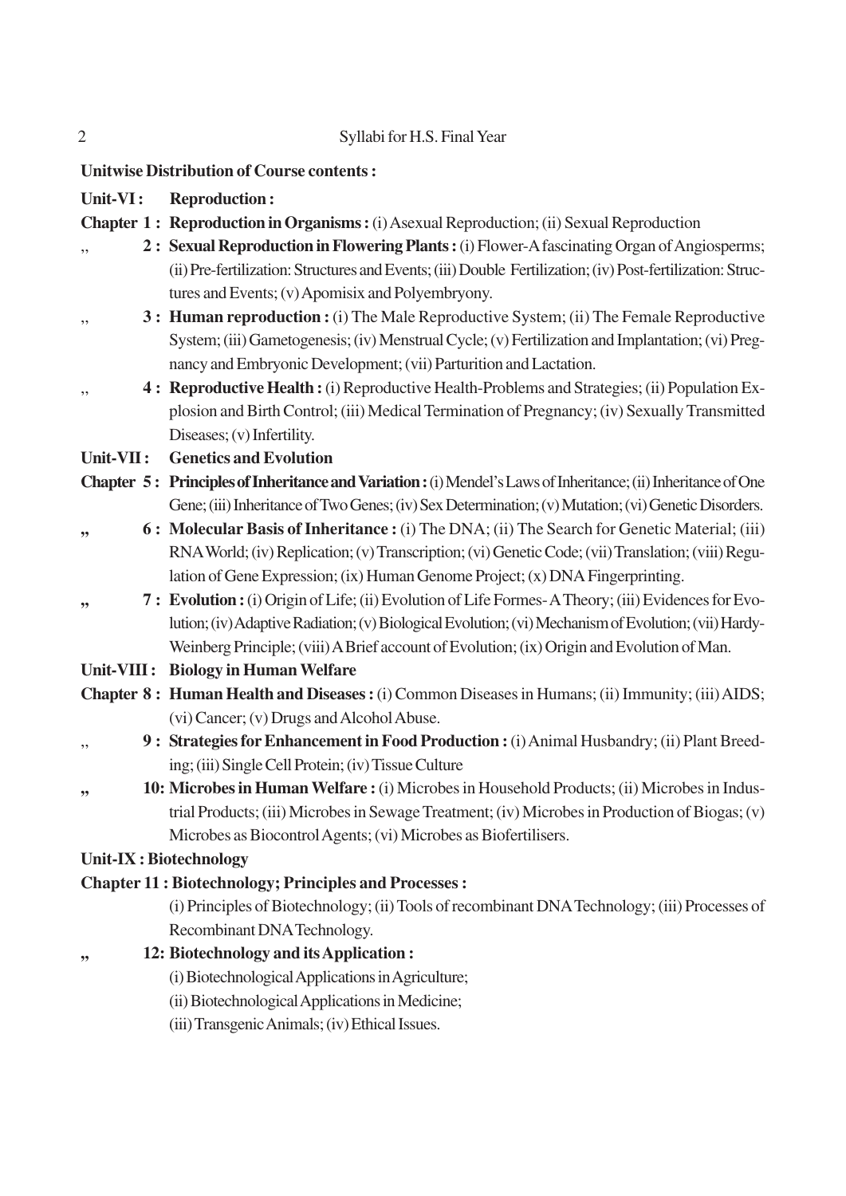**Unitwise Distribution of Course contents :**

**Unit-VI : Reproduction :**

**Chapter 1 : Reproduction in Organisms :** (i) Asexual Reproduction; (ii) Sexual Reproduction

,, **2 : Sexual Reproduction in Flowering Plants :** (i) Flower-A fascinating Organ of Angiosperms; (ii) Pre-fertilization: Structures and Events; (iii) Double Fertilization; (iv) Post-fertilization: Structures and Events; (v) Apomisix and Polyembryony.

,, **3 : Human reproduction :** (i) The Male Reproductive System; (ii) The Female Reproductive System; (iii) Gametogenesis; (iv) Menstrual Cycle; (v) Fertilization and Implantation; (vi) Pregnancy and Embryonic Development; (vii) Parturition and Lactation.

,, **4 : Reproductive Health :** (i) Reproductive Health-Problems and Strategies; (ii) Population Explosion and Birth Control; (iii) Medical Termination of Pregnancy; (iv) Sexually Transmitted Diseases; (v) Infertility.

**Unit-VII : Genetics and Evolution**

**Chapter 5 : Principles of Inheritance and Variation :** (i) Mendel's Laws of Inheritance; (ii) Inheritance of One Gene; (iii) Inheritance of Two Genes; (iv) Sex Determination; (v) Mutation; (vi) Genetic Disorders.

„ **6 : Molecular Basis of Inheritance :** (i) The DNA; (ii) The Search for Genetic Material; (iii) RNA World; (iv) Replication; (v) Transcription; (vi) Genetic Code; (vii) Translation; (viii) Regulation of Gene Expression; (ix) Human Genome Project; (x) DNA Fingerprinting.

„ **7 : Evolution :** (i) Origin of Life; (ii) Evolution of Life Formes- A Theory; (iii) Evidences for Evolution; (iv) Adaptive Radiation; (v) Biological Evolution; (vi) Mechanism of Evolution; (vii) Hardy-Weinberg Principle; (viii) A Brief account of Evolution; (ix) Origin and Evolution of Man.

**Unit-VIII : Biology in Human Welfare**

**Chapter 8 : Human Health and Diseases :** (i) Common Diseases in Humans; (ii) Immunity; (iii) AIDS; (vi) Cancer; (v) Drugs and Alcohol Abuse.

,, **9 : Strategies for Enhancement in Food Production :** (i) Animal Husbandry; (ii) Plant Breeding; (iii) Single Cell Protein; (iv) Tissue Culture

„ **10: Microbes in Human Welfare :** (i) Microbes in Household Products; (ii) Microbes in Industrial Products; (iii) Microbes in Sewage Treatment; (iv) Microbes in Production of Biogas; (v) Microbes as Biocontrol Agents; (vi) Microbes as Biofertilisers.

**Unit-IX : Biotechnology**

**Chapter 11 : Biotechnology; Principles and Processes :**

(i) Principles of Biotechnology; (ii) Tools of recombinant DNA Technology; (iii) Processes of Recombinant DNA Technology.

„ **12: Biotechnology and its Application :**

(i) Biotechnological Applications in Agriculture;

(ii) Biotechnological Applications in Medicine;

(iii) Transgenic Animals; (iv) Ethical Issues.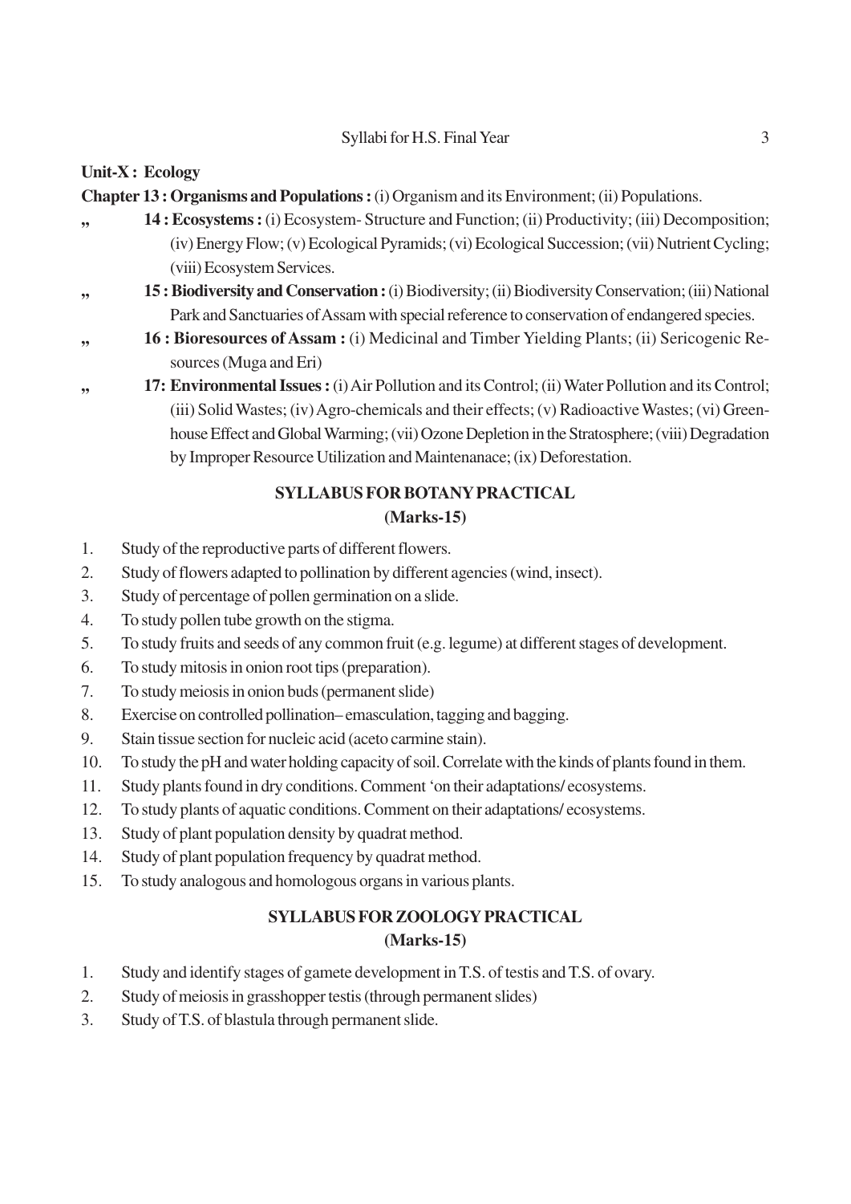**Unit-X : Ecology**

**Chapter 13 : Organisms and Populations :** (i) Organism and its Environment; (ii) Populations.

**„ 14 : Ecosystems :** (i) Ecosystem- Structure and Function; (ii) Productivity; (iii) Decomposition; (iv) Energy Flow; (v) Ecological Pyramids; (vi) Ecological Succession; (vii) Nutrient Cycling; (viii) Ecosystem Services.

**„ 15 : Biodiversity and Conservation :** (i) Biodiversity; (ii) Biodiversity Conservation; (iii) National Park and Sanctuaries of Assam with special reference to conservation of endangered species.

**„ 16 : Bioresources of Assam :** (i) Medicinal and Timber Yielding Plants; (ii) Sericogenic Resources (Muga and Eri)

**„ 17: Environmental Issues :** (i) Air Pollution and its Control; (ii) Water Pollution and its Control; (iii) Solid Wastes; (iv) Agro-chemicals and their effects; (v) Radioactive Wastes; (vi) Greenhouse Effect and Global Warming; (vii) Ozone Depletion in the Stratosphere; (viii) Degradation by Improper Resource Utilization and Maintenanace; (ix) Deforestation.

## SYLLABUS FOR BOTANY PRACTICAL
### (Marks-15)

1. Study of the reproductive parts of different flowers.
2. Study of flowers adapted to pollination by different agencies (wind, insect).
3. Study of percentage of pollen germination on a slide.
4. To study pollen tube growth on the stigma.
5. To study fruits and seeds of any common fruit (e.g. legume) at different stages of development.
6. To study mitosis in onion root tips (preparation).
7. To study meiosis in onion buds (permanent slide)
8. Exercise on controlled pollination– emasculation, tagging and bagging.
9. Stain tissue section for nucleic acid (aceto carmine stain).
10. To study the pH and water holding capacity of soil. Correlate with the kinds of plants found in them.
11. Study plants found in dry conditions. Comment 'on their adaptations/ ecosystems.
12. To study plants of aquatic conditions. Comment on their adaptations/ ecosystems.
13. Study of plant population density by quadrat method.
14. Study of plant population frequency by quadrat method.
15. To study analogous and homologous organs in various plants.

## SYLLABUS FOR ZOOLOGY PRACTICAL
### (Marks-15)

1. Study and identify stages of gamete development in T.S. of testis and T.S. of ovary.
2. Study of meiosis in grasshopper testis (through permanent slides)
3. Study of T.S. of blastula through permanent slide.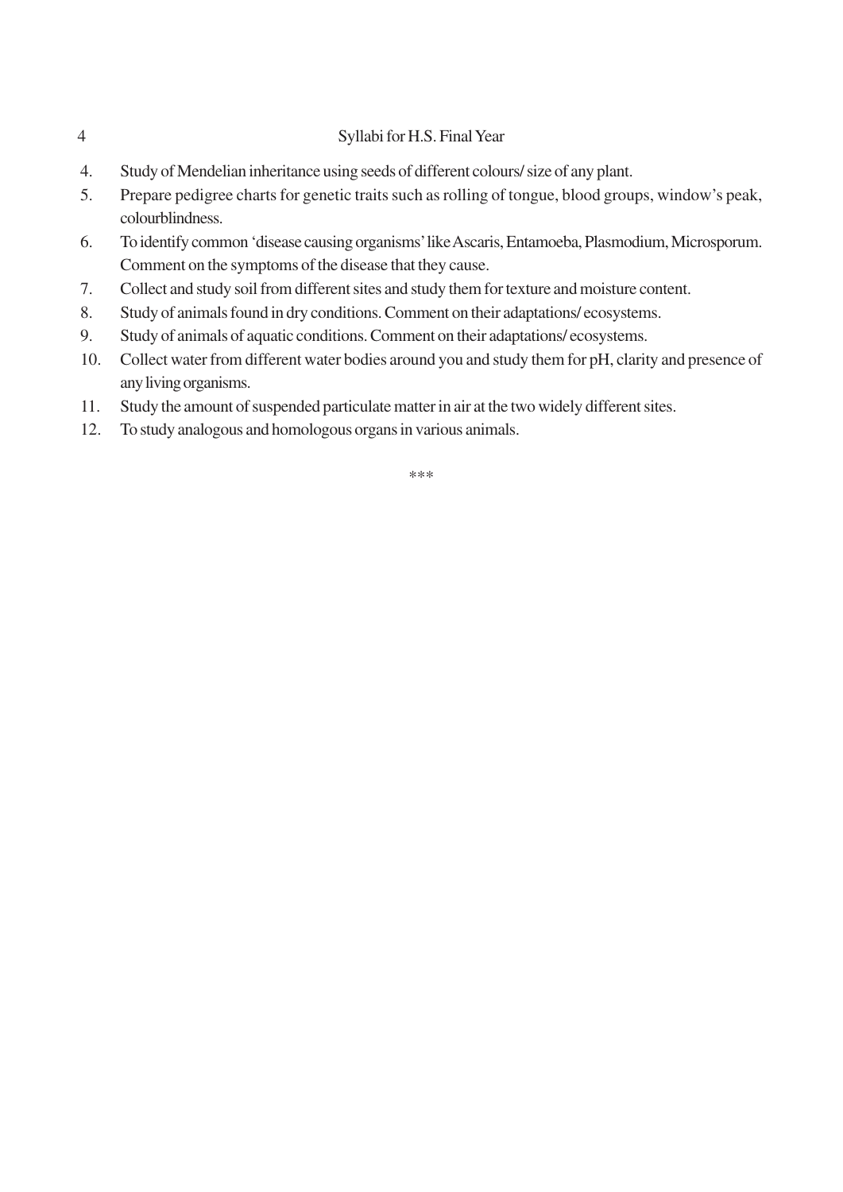4. Study of Mendelian inheritance using seeds of different colours/ size of any plant.
5. Prepare pedigree charts for genetic traits such as rolling of tongue, blood groups, window's peak, colourblindness.
6. To identify common 'disease causing organisms' like Ascaris, Entamoeba, Plasmodium, Microsporum. Comment on the symptoms of the disease that they cause.
7. Collect and study soil from different sites and study them for texture and moisture content.
8. Study of animals found in dry conditions. Comment on their adaptations/ ecosystems.
9. Study of animals of aquatic conditions. Comment on their adaptations/ ecosystems.
10. Collect water from different water bodies around you and study them for pH, clarity and presence of any living organisms.
11. Study the amount of suspended particulate matter in air at the two widely different sites.
12. To study analogous and homologous organs in various animals.

***